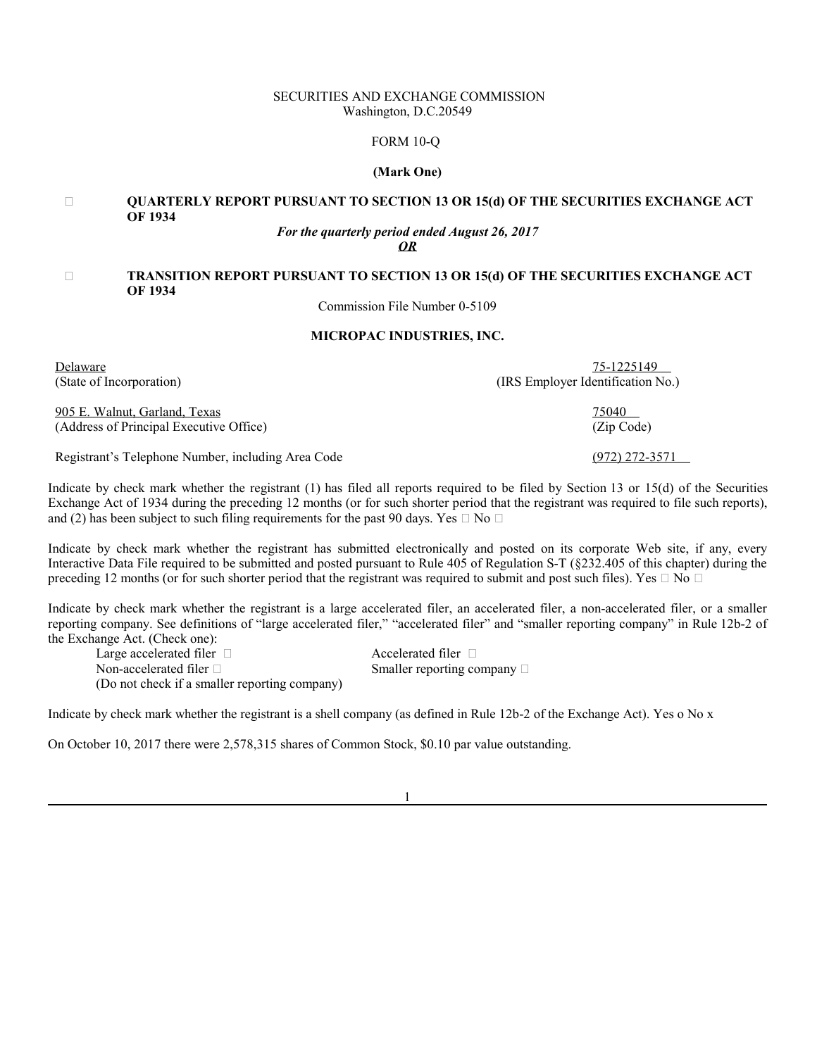SECURITIES AND EXCHANGE COMMISSION
Washington, D.C.20549

FORM 10-Q

**(Mark One)**

☐ **QUARTERLY REPORT PURSUANT TO SECTION 13 OR 15(d) OF THE SECURITIES EXCHANGE ACT OF 1934**

***For the quarterly period ended August 26, 2017***

***OR***

☐ **TRANSITION REPORT PURSUANT TO SECTION 13 OR 15(d) OF THE SECURITIES EXCHANGE ACT OF 1934**

Commission File Number 0-5109

**MICROPAC INDUSTRIES, INC.**

| | |
|---|---|
| Delaware | 75-1225149 |
| (State of Incorporation) | (IRS Employer Identification No.) |
| 905 E. Walnut, Garland, Texas | 75040 |
| (Address of Principal Executive Office) | (Zip Code) |
| Registrant's Telephone Number, including Area Code | (972) 272-3571 |

Indicate by check mark whether the registrant (1) has filed all reports required to be filed by Section 13 or 15(d) of the Securities Exchange Act of 1934 during the preceding 12 months (or for such shorter period that the registrant was required to file such reports), and (2) has been subject to such filing requirements for the past 90 days. Yes ☐ No ☐

Indicate by check mark whether the registrant has submitted electronically and posted on its corporate Web site, if any, every Interactive Data File required to be submitted and posted pursuant to Rule 405 of Regulation S-T (§232.405 of this chapter) during the preceding 12 months (or for such shorter period that the registrant was required to submit and post such files). Yes ☐ No ☐

Indicate by check mark whether the registrant is a large accelerated filer, an accelerated filer, a non-accelerated filer, or a smaller reporting company. See definitions of "large accelerated filer," "accelerated filer" and "smaller reporting company" in Rule 12b-2 of the Exchange Act. (Check one):

| | |
|---|---|
| Large accelerated filer ☐ | Accelerated filer ☐ |
| Non-accelerated filer ☐ | Smaller reporting company ☐ |
| (Do not check if a smaller reporting company) | |

Indicate by check mark whether the registrant is a shell company (as defined in Rule 12b-2 of the Exchange Act). Yes o No x

On October 10, 2017 there were 2,578,315 shares of Common Stock, $0.10 par value outstanding.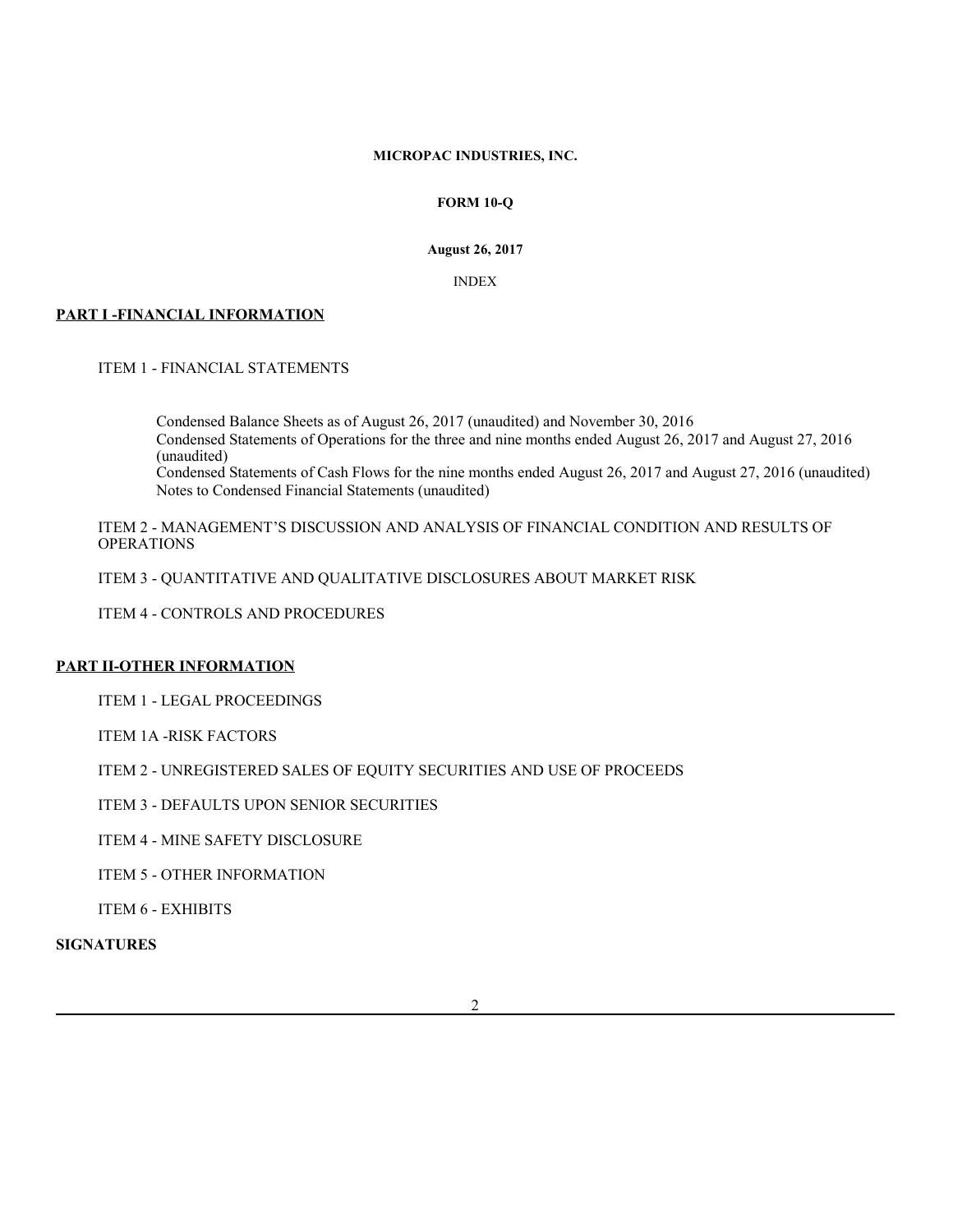**MICROPAC INDUSTRIES, INC.**

**FORM 10-Q**

**August 26, 2017**

INDEX

**PART I -FINANCIAL INFORMATION**

ITEM 1 - FINANCIAL STATEMENTS

Condensed Balance Sheets as of August 26, 2017 (unaudited) and November 30, 2016

Condensed Statements of Operations for the three and nine months ended August 26, 2017 and August 27, 2016 (unaudited)

Condensed Statements of Cash Flows for the nine months ended August 26, 2017 and August 27, 2016 (unaudited)

Notes to Condensed Financial Statements (unaudited)

ITEM 2 - MANAGEMENT'S DISCUSSION AND ANALYSIS OF FINANCIAL CONDITION AND RESULTS OF OPERATIONS

ITEM 3 - QUANTITATIVE AND QUALITATIVE DISCLOSURES ABOUT MARKET RISK

ITEM 4 - CONTROLS AND PROCEDURES

**PART II-OTHER INFORMATION**

ITEM 1 - LEGAL PROCEEDINGS

ITEM 1A -RISK FACTORS

ITEM 2 - UNREGISTERED SALES OF EQUITY SECURITIES AND USE OF PROCEEDS

ITEM 3 - DEFAULTS UPON SENIOR SECURITIES

ITEM 4 - MINE SAFETY DISCLOSURE

ITEM 5 - OTHER INFORMATION

ITEM 6 - EXHIBITS

**SIGNATURES**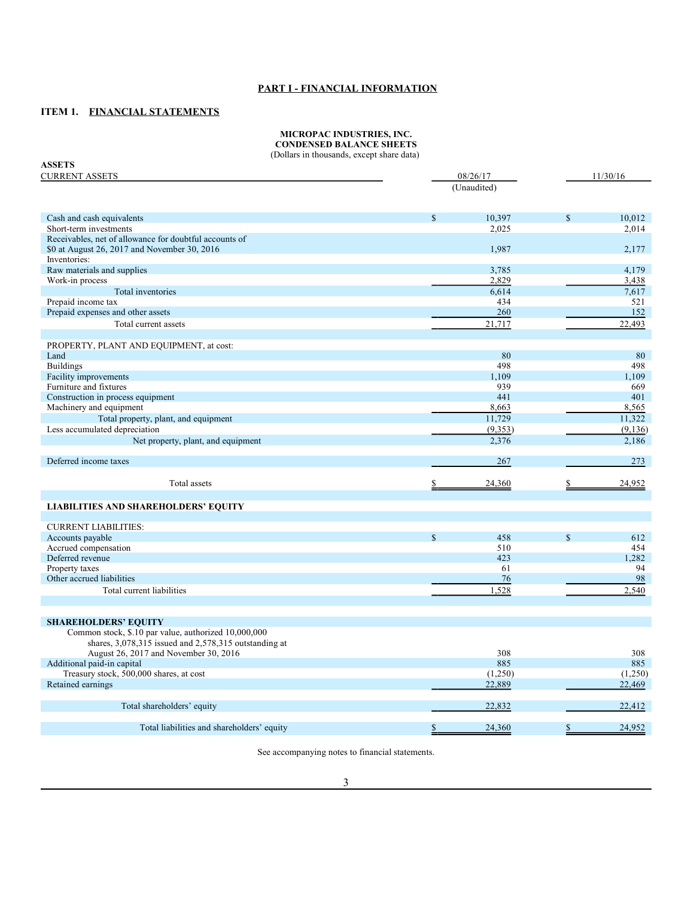# PART I - FINANCIAL INFORMATION

## ITEM 1. FINANCIAL STATEMENTS

**MICROPAC INDUSTRIES, INC.**
**CONDENSED BALANCE SHEETS**
(Dollars in thousands, except share data)

| ASSETS | | |
|---|---|---|
| CURRENT ASSETS | 08/26/17 (Unaudited) | 11/30/16 |
| Cash and cash equivalents | $ 10,397 | $ 10,012 |
| Short-term investments | 2,025 | 2,014 |
| Receivables, net of allowance for doubtful accounts of $0 at August 26, 2017 and November 30, 2016 | 1,987 | 2,177 |
| Inventories: | | |
| Raw materials and supplies | 3,785 | 4,179 |
| Work-in process | 2,829 | 3,438 |
| Total inventories | 6,614 | 7,617 |
| Prepaid income tax | 434 | 521 |
| Prepaid expenses and other assets | 260 | 152 |
| Total current assets | 21,717 | 22,493 |
| | | |
| PROPERTY, PLANT AND EQUIPMENT, at cost: | | |
| Land | 80 | 80 |
| Buildings | 498 | 498 |
| Facility improvements | 1,109 | 1,109 |
| Furniture and fixtures | 939 | 669 |
| Construction in process equipment | 441 | 401 |
| Machinery and equipment | 8,663 | 8,565 |
| Total property, plant, and equipment | 11,729 | 11,322 |
| Less accumulated depreciation | (9,353) | (9,136) |
| Net property, plant, and equipment | 2,376 | 2,186 |
| | | |
| Deferred income taxes | 267 | 273 |
| | | |
| Total assets | $ 24,360 | $ 24,952 |
| | | |
| **LIABILITIES AND SHAREHOLDERS' EQUITY** | | |
| | | |
| CURRENT LIABILITIES: | | |
| Accounts payable | $ 458 | $ 612 |
| Accrued compensation | 510 | 454 |
| Deferred revenue | 423 | 1,282 |
| Property taxes | 61 | 94 |
| Other accrued liabilities | 76 | 98 |
| Total current liabilities | 1,528 | 2,540 |
| | | |
| **SHAREHOLDERS' EQUITY** | | |
| Common stock, $.10 par value, authorized 10,000,000 shares, 3,078,315 issued and 2,578,315 outstanding at August 26, 2017 and November 30, 2016 | 308 | 308 |
| Additional paid-in capital | 885 | 885 |
| Treasury stock, 500,000 shares, at cost | (1,250) | (1,250) |
| Retained earnings | 22,889 | 22,469 |
| | | |
| Total shareholders' equity | 22,832 | 22,412 |
| | | |
| Total liabilities and shareholders' equity | $ 24,360 | $ 24,952 |

See accompanying notes to financial statements.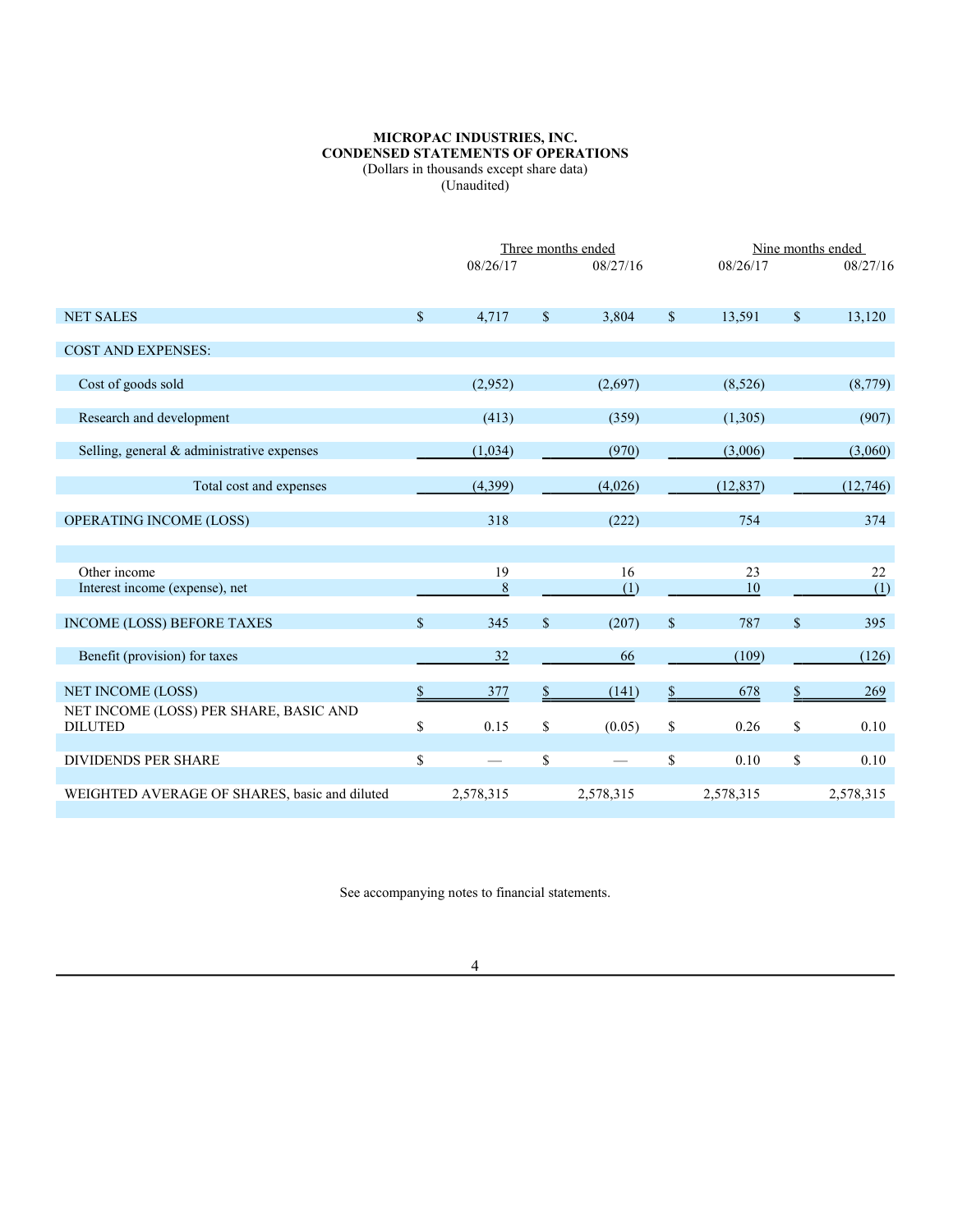**MICROPAC INDUSTRIES, INC.**
**CONDENSED STATEMENTS OF OPERATIONS**
(Dollars in thousands except share data)
(Unaudited)

| | Three months ended | | Nine months ended | |
|---|---|---|---|---|
| | 08/26/17 | 08/27/16 | 08/26/17 | 08/27/16 |
| NET SALES | $ 4,717 | $ 3,804 | $ 13,591 | $ 13,120 |
| COST AND EXPENSES: | | | | |
| Cost of goods sold | (2,952) | (2,697) | (8,526) | (8,779) |
| Research and development | (413) | (359) | (1,305) | (907) |
| Selling, general & administrative expenses | (1,034) | (970) | (3,006) | (3,060) |
| Total cost and expenses | (4,399) | (4,026) | (12,837) | (12,746) |
| OPERATING INCOME (LOSS) | 318 | (222) | 754 | 374 |
| Other income | 19 | 16 | 23 | 22 |
| Interest income (expense), net | 8 | (1) | 10 | (1) |
| INCOME (LOSS) BEFORE TAXES | $ 345 | $ (207) | $ 787 | $ 395 |
| Benefit (provision) for taxes | 32 | 66 | (109) | (126) |
| NET INCOME (LOSS) | $ 377 | $ (141) | $ 678 | $ 269 |
| NET INCOME (LOSS) PER SHARE, BASIC AND DILUTED | $ 0.15 | $ (0.05) | $ 0.26 | $ 0.10 |
| DIVIDENDS PER SHARE | $ — | $ — | $ 0.10 | $ 0.10 |
| WEIGHTED AVERAGE OF SHARES, basic and diluted | 2,578,315 | 2,578,315 | 2,578,315 | 2,578,315 |

See accompanying notes to financial statements.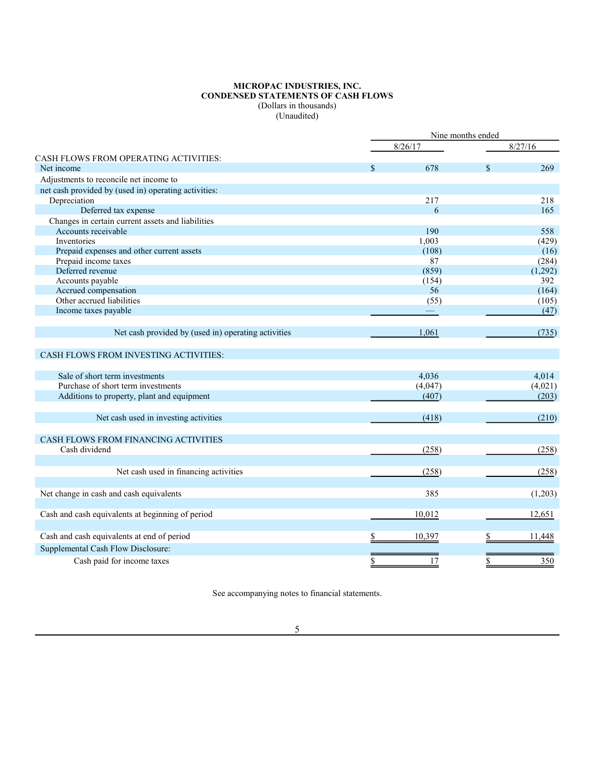**MICROPAC INDUSTRIES, INC.**
**CONDENSED STATEMENTS OF CASH FLOWS**
(Dollars in thousands)
(Unaudited)

| | Nine months ended | |
|---|---|---|
| | 8/26/17 | 8/27/16 |
| CASH FLOWS FROM OPERATING ACTIVITIES: | | |
| Net income | $ 678 | $ 269 |
| Adjustments to reconcile net income to | | |
| net cash provided by (used in) operating activities: | | |
| Depreciation | 217 | 218 |
| Deferred tax expense | 6 | 165 |
| Changes in certain current assets and liabilities | | |
| Accounts receivable | 190 | 558 |
| Inventories | 1,003 | (429) |
| Prepaid expenses and other current assets | (108) | (16) |
| Prepaid income taxes | 87 | (284) |
| Deferred revenue | (859) | (1,292) |
| Accounts payable | (154) | 392 |
| Accrued compensation | 56 | (164) |
| Other accrued liabilities | (55) | (105) |
| Income taxes payable | — | (47) |
| Net cash provided by (used in) operating activities | 1,061 | (735) |
| CASH FLOWS FROM INVESTING ACTIVITIES: | | |
| Sale of short term investments | 4,036 | 4,014 |
| Purchase of short term investments | (4,047) | (4,021) |
| Additions to property, plant and equipment | (407) | (203) |
| Net cash used in investing activities | (418) | (210) |
| CASH FLOWS FROM FINANCING ACTIVITIES | | |
| Cash dividend | (258) | (258) |
| Net cash used in financing activities | (258) | (258) |
| Net change in cash and cash equivalents | 385 | (1,203) |
| Cash and cash equivalents at beginning of period | 10,012 | 12,651 |
| Cash and cash equivalents at end of period | $ 10,397 | $ 11,448 |
| Supplemental Cash Flow Disclosure: | | |
| Cash paid for income taxes | $ 17 | $ 350 |

See accompanying notes to financial statements.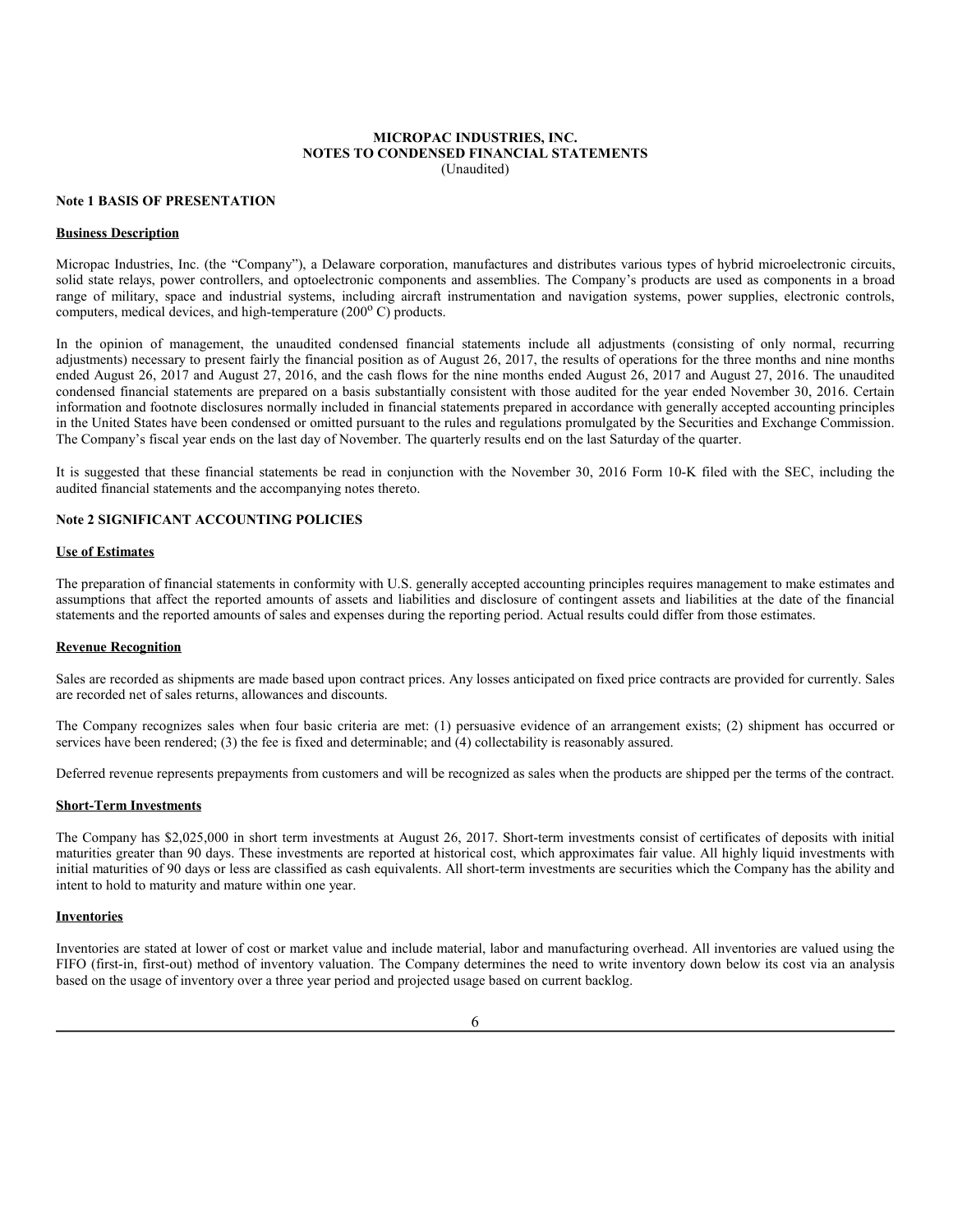# MICROPAC INDUSTRIES, INC.
## NOTES TO CONDENSED FINANCIAL STATEMENTS
(Unaudited)

**Note 1 BASIS OF PRESENTATION**

**Business Description**

Micropac Industries, Inc. (the "Company"), a Delaware corporation, manufactures and distributes various types of hybrid microelectronic circuits, solid state relays, power controllers, and optoelectronic components and assemblies. The Company's products are used as components in a broad range of military, space and industrial systems, including aircraft instrumentation and navigation systems, power supplies, electronic controls, computers, medical devices, and high-temperature ($200^{o}$ C) products.

In the opinion of management, the unaudited condensed financial statements include all adjustments (consisting of only normal, recurring adjustments) necessary to present fairly the financial position as of August 26, 2017, the results of operations for the three months and nine months ended August 26, 2017 and August 27, 2016, and the cash flows for the nine months ended August 26, 2017 and August 27, 2016. The unaudited condensed financial statements are prepared on a basis substantially consistent with those audited for the year ended November 30, 2016. Certain information and footnote disclosures normally included in financial statements prepared in accordance with generally accepted accounting principles in the United States have been condensed or omitted pursuant to the rules and regulations promulgated by the Securities and Exchange Commission. The Company's fiscal year ends on the last day of November. The quarterly results end on the last Saturday of the quarter.

It is suggested that these financial statements be read in conjunction with the November 30, 2016 Form 10-K filed with the SEC, including the audited financial statements and the accompanying notes thereto.

**Note 2 SIGNIFICANT ACCOUNTING POLICIES**

**Use of Estimates**

The preparation of financial statements in conformity with U.S. generally accepted accounting principles requires management to make estimates and assumptions that affect the reported amounts of assets and liabilities and disclosure of contingent assets and liabilities at the date of the financial statements and the reported amounts of sales and expenses during the reporting period. Actual results could differ from those estimates.

**Revenue Recognition**

Sales are recorded as shipments are made based upon contract prices. Any losses anticipated on fixed price contracts are provided for currently. Sales are recorded net of sales returns, allowances and discounts.

The Company recognizes sales when four basic criteria are met: (1) persuasive evidence of an arrangement exists; (2) shipment has occurred or services have been rendered; (3) the fee is fixed and determinable; and (4) collectability is reasonably assured.

Deferred revenue represents prepayments from customers and will be recognized as sales when the products are shipped per the terms of the contract.

**Short-Term Investments**

The Company has $2,025,000 in short term investments at August 26, 2017. Short-term investments consist of certificates of deposits with initial maturities greater than 90 days. These investments are reported at historical cost, which approximates fair value. All highly liquid investments with initial maturities of 90 days or less are classified as cash equivalents. All short-term investments are securities which the Company has the ability and intent to hold to maturity and mature within one year.

**Inventories**

Inventories are stated at lower of cost or market value and include material, labor and manufacturing overhead. All inventories are valued using the FIFO (first-in, first-out) method of inventory valuation. The Company determines the need to write inventory down below its cost via an analysis based on the usage of inventory over a three year period and projected usage based on current backlog.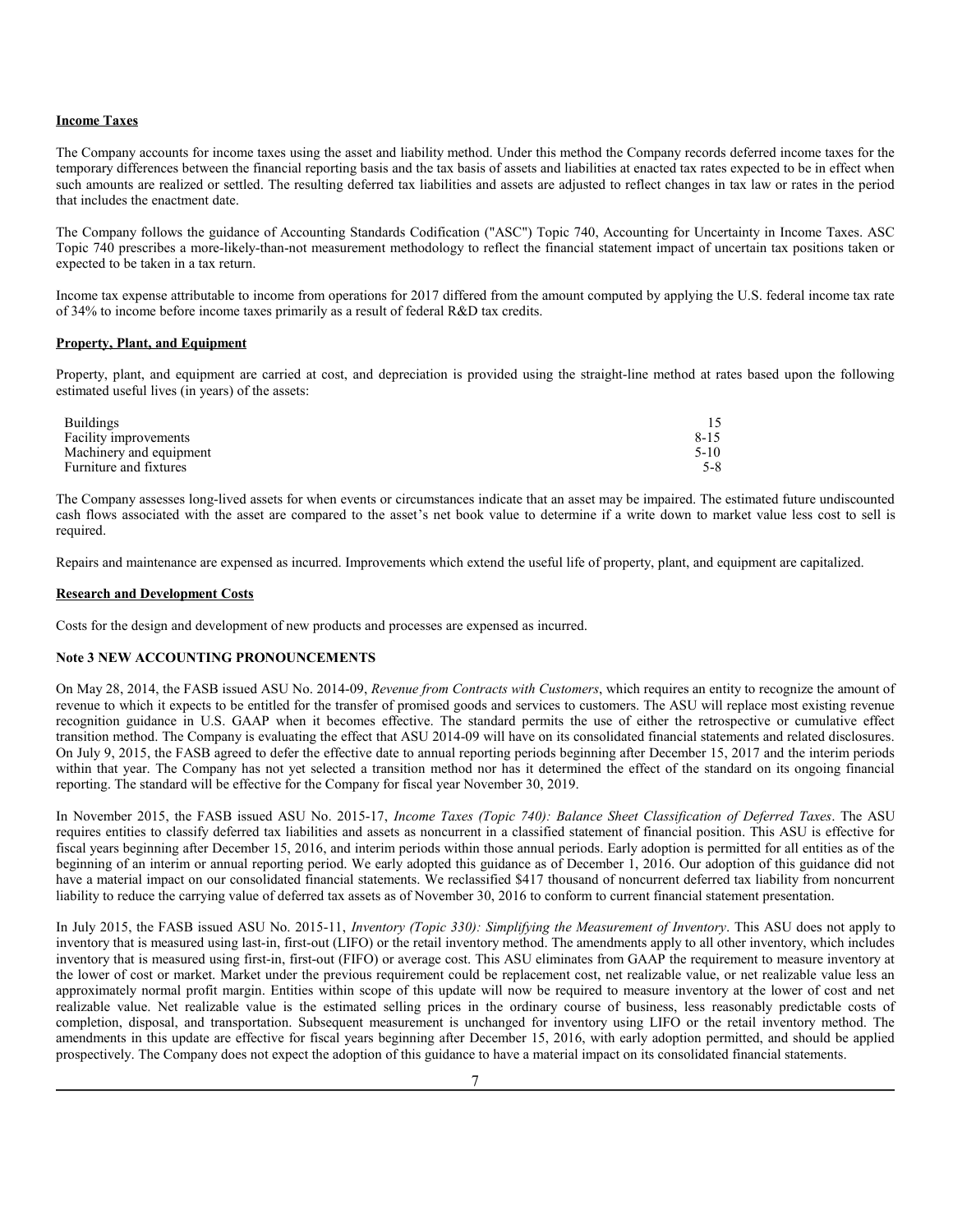**Income Taxes**

The Company accounts for income taxes using the asset and liability method. Under this method the Company records deferred income taxes for the temporary differences between the financial reporting basis and the tax basis of assets and liabilities at enacted tax rates expected to be in effect when such amounts are realized or settled. The resulting deferred tax liabilities and assets are adjusted to reflect changes in tax law or rates in the period that includes the enactment date.

The Company follows the guidance of Accounting Standards Codification ("ASC") Topic 740, Accounting for Uncertainty in Income Taxes. ASC Topic 740 prescribes a more-likely-than-not measurement methodology to reflect the financial statement impact of uncertain tax positions taken or expected to be taken in a tax return.

Income tax expense attributable to income from operations for 2017 differed from the amount computed by applying the U.S. federal income tax rate of 34% to income before income taxes primarily as a result of federal R&D tax credits.

**Property, Plant, and Equipment**

Property, plant, and equipment are carried at cost, and depreciation is provided using the straight-line method at rates based upon the following estimated useful lives (in years) of the assets:

| | |
|---|---|
| Buildings | 15 |
| Facility improvements | 8-15 |
| Machinery and equipment | 5-10 |
| Furniture and fixtures | 5-8 |

The Company assesses long-lived assets for when events or circumstances indicate that an asset may be impaired. The estimated future undiscounted cash flows associated with the asset are compared to the asset's net book value to determine if a write down to market value less cost to sell is required.

Repairs and maintenance are expensed as incurred. Improvements which extend the useful life of property, plant, and equipment are capitalized.

**Research and Development Costs**

Costs for the design and development of new products and processes are expensed as incurred.

**Note 3 NEW ACCOUNTING PRONOUNCEMENTS**

On May 28, 2014, the FASB issued ASU No. 2014-09, *Revenue from Contracts with Customers*, which requires an entity to recognize the amount of revenue to which it expects to be entitled for the transfer of promised goods and services to customers. The ASU will replace most existing revenue recognition guidance in U.S. GAAP when it becomes effective. The standard permits the use of either the retrospective or cumulative effect transition method. The Company is evaluating the effect that ASU 2014-09 will have on its consolidated financial statements and related disclosures. On July 9, 2015, the FASB agreed to defer the effective date to annual reporting periods beginning after December 15, 2017 and the interim periods within that year. The Company has not yet selected a transition method nor has it determined the effect of the standard on its ongoing financial reporting. The standard will be effective for the Company for fiscal year November 30, 2019.

In November 2015, the FASB issued ASU No. 2015-17, *Income Taxes (Topic 740): Balance Sheet Classification of Deferred Taxes*. The ASU requires entities to classify deferred tax liabilities and assets as noncurrent in a classified statement of financial position. This ASU is effective for fiscal years beginning after December 15, 2016, and interim periods within those annual periods. Early adoption is permitted for all entities as of the beginning of an interim or annual reporting period. We early adopted this guidance as of December 1, 2016. Our adoption of this guidance did not have a material impact on our consolidated financial statements. We reclassified $417 thousand of noncurrent deferred tax liability from noncurrent liability to reduce the carrying value of deferred tax assets as of November 30, 2016 to conform to current financial statement presentation.

In July 2015, the FASB issued ASU No. 2015-11, *Inventory (Topic 330): Simplifying the Measurement of Inventory*. This ASU does not apply to inventory that is measured using last-in, first-out (LIFO) or the retail inventory method. The amendments apply to all other inventory, which includes inventory that is measured using first-in, first-out (FIFO) or average cost. This ASU eliminates from GAAP the requirement to measure inventory at the lower of cost or market. Market under the previous requirement could be replacement cost, net realizable value, or net realizable value less an approximately normal profit margin. Entities within scope of this update will now be required to measure inventory at the lower of cost and net realizable value. Net realizable value is the estimated selling prices in the ordinary course of business, less reasonably predictable costs of completion, disposal, and transportation. Subsequent measurement is unchanged for inventory using LIFO or the retail inventory method. The amendments in this update are effective for fiscal years beginning after December 15, 2016, with early adoption permitted, and should be applied prospectively. The Company does not expect the adoption of this guidance to have a material impact on its consolidated financial statements.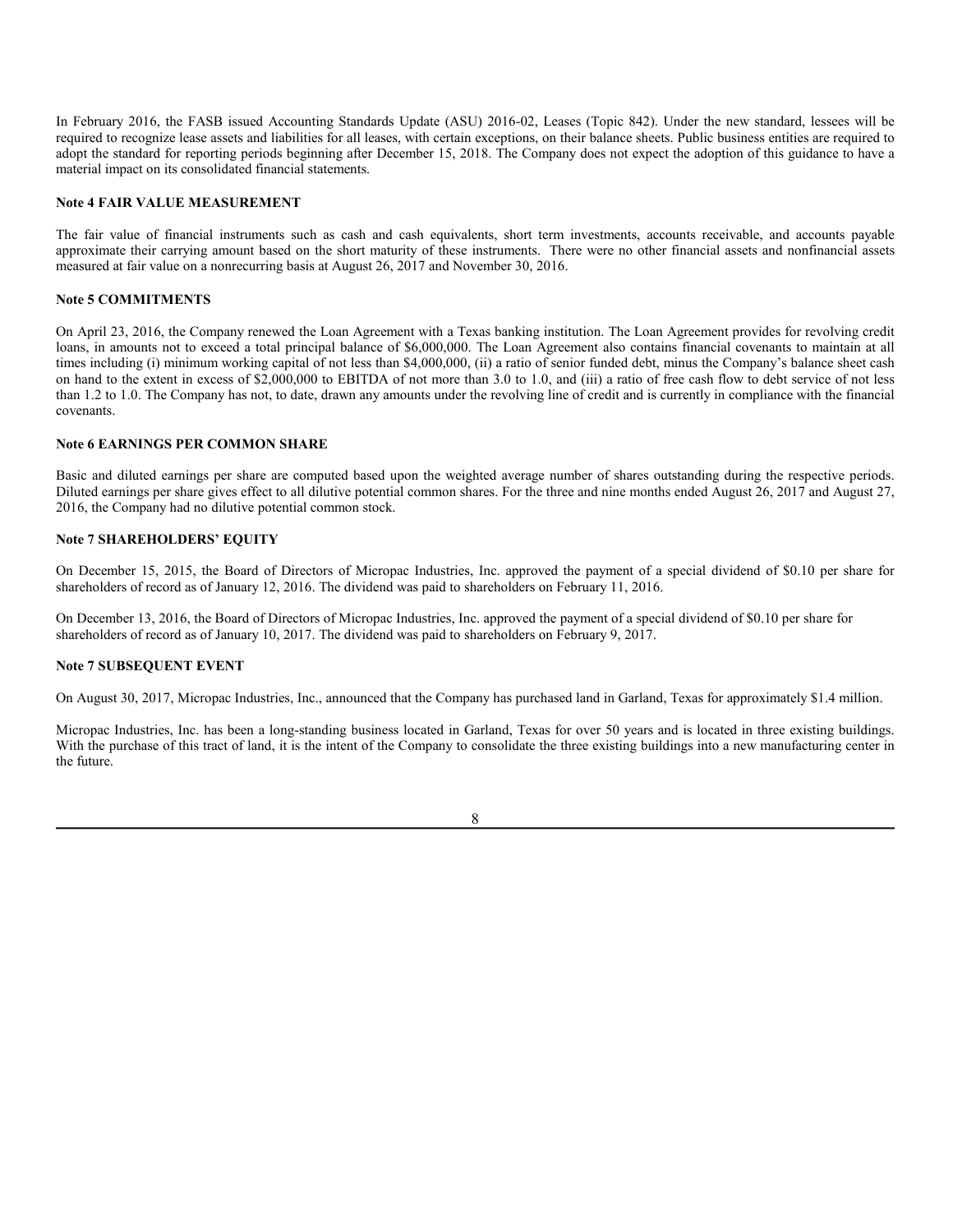In February 2016, the FASB issued Accounting Standards Update (ASU) 2016-02, Leases (Topic 842). Under the new standard, lessees will be required to recognize lease assets and liabilities for all leases, with certain exceptions, on their balance sheets. Public business entities are required to adopt the standard for reporting periods beginning after December 15, 2018. The Company does not expect the adoption of this guidance to have a material impact on its consolidated financial statements.

### Note 4 FAIR VALUE MEASUREMENT

The fair value of financial instruments such as cash and cash equivalents, short term investments, accounts receivable, and accounts payable approximate their carrying amount based on the short maturity of these instruments. There were no other financial assets and nonfinancial assets measured at fair value on a nonrecurring basis at August 26, 2017 and November 30, 2016.

### Note 5 COMMITMENTS

On April 23, 2016, the Company renewed the Loan Agreement with a Texas banking institution. The Loan Agreement provides for revolving credit loans, in amounts not to exceed a total principal balance of $6,000,000. The Loan Agreement also contains financial covenants to maintain at all times including (i) minimum working capital of not less than $4,000,000, (ii) a ratio of senior funded debt, minus the Company's balance sheet cash on hand to the extent in excess of $2,000,000 to EBITDA of not more than 3.0 to 1.0, and (iii) a ratio of free cash flow to debt service of not less than 1.2 to 1.0. The Company has not, to date, drawn any amounts under the revolving line of credit and is currently in compliance with the financial covenants.

### Note 6 EARNINGS PER COMMON SHARE

Basic and diluted earnings per share are computed based upon the weighted average number of shares outstanding during the respective periods. Diluted earnings per share gives effect to all dilutive potential common shares. For the three and nine months ended August 26, 2017 and August 27, 2016, the Company had no dilutive potential common stock.

### Note 7 SHAREHOLDERS' EQUITY

On December 15, 2015, the Board of Directors of Micropac Industries, Inc. approved the payment of a special dividend of $0.10 per share for shareholders of record as of January 12, 2016. The dividend was paid to shareholders on February 11, 2016.

On December 13, 2016, the Board of Directors of Micropac Industries, Inc. approved the payment of a special dividend of $0.10 per share for shareholders of record as of January 10, 2017. The dividend was paid to shareholders on February 9, 2017.

### Note 7 SUBSEQUENT EVENT

On August 30, 2017, Micropac Industries, Inc., announced that the Company has purchased land in Garland, Texas for approximately $1.4 million.

Micropac Industries, Inc. has been a long-standing business located in Garland, Texas for over 50 years and is located in three existing buildings. With the purchase of this tract of land, it is the intent of the Company to consolidate the three existing buildings into a new manufacturing center in the future.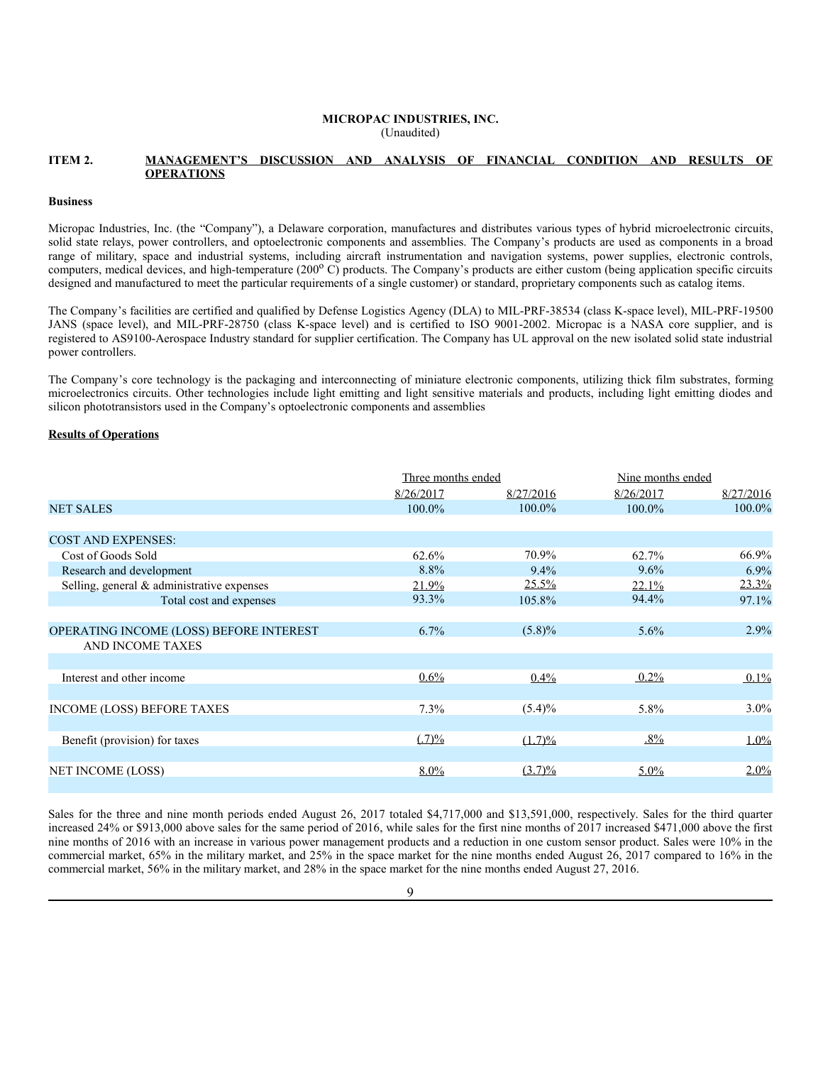**MICROPAC INDUSTRIES, INC.**
(Unaudited)

## ITEM 2. MANAGEMENT'S DISCUSSION AND ANALYSIS OF FINANCIAL CONDITION AND RESULTS OF OPERATIONS

**Business**

Micropac Industries, Inc. (the "Company"), a Delaware corporation, manufactures and distributes various types of hybrid microelectronic circuits, solid state relays, power controllers, and optoelectronic components and assemblies. The Company's products are used as components in a broad range of military, space and industrial systems, including aircraft instrumentation and navigation systems, power supplies, electronic controls, computers, medical devices, and high-temperature (200$^{o}$ C) products. The Company's products are either custom (being application specific circuits designed and manufactured to meet the particular requirements of a single customer) or standard, proprietary components such as catalog items.

The Company's facilities are certified and qualified by Defense Logistics Agency (DLA) to MIL-PRF-38534 (class K-space level), MIL-PRF-19500 JANS (space level), and MIL-PRF-28750 (class K-space level) and is certified to ISO 9001-2002. Micropac is a NASA core supplier, and is registered to AS9100-Aerospace Industry standard for supplier certification. The Company has UL approval on the new isolated solid state industrial power controllers.

The Company's core technology is the packaging and interconnecting of miniature electronic components, utilizing thick film substrates, forming microelectronics circuits. Other technologies include light emitting and light sensitive materials and products, including light emitting diodes and silicon phototransistors used in the Company's optoelectronic components and assemblies

**Results of Operations**

| | Three months ended | | Nine months ended | |
|---|---|---|---|---|
| | 8/26/2017 | 8/27/2016 | 8/26/2017 | 8/27/2016 |
| NET SALES | 100.0% | 100.0% | 100.0% | 100.0% |
| | | | | |
| COST AND EXPENSES: | | | | |
| Cost of Goods Sold | 62.6% | 70.9% | 62.7% | 66.9% |
| Research and development | 8.8% | 9.4% | 9.6% | 6.9% |
| Selling, general & administrative expenses | 21.9% | 25.5% | 22.1% | 23.3% |
| Total cost and expenses | 93.3% | 105.8% | 94.4% | 97.1% |
| | | | | |
| OPERATING INCOME (LOSS) BEFORE INTEREST AND INCOME TAXES | 6.7% | (5.8)% | 5.6% | 2.9% |
| | | | | |
| Interest and other income | 0.6% | 0.4% | 0.2% | 0.1% |
| | | | | |
| INCOME (LOSS) BEFORE TAXES | 7.3% | (5.4)% | 5.8% | 3.0% |
| | | | | |
| Benefit (provision) for taxes | (.7)% | (1.7)% | .8% | 1.0% |
| | | | | |
| NET INCOME (LOSS) | 8.0% | (3.7)% | 5.0% | 2.0% |

Sales for the three and nine month periods ended August 26, 2017 totaled $4,717,000 and $13,591,000, respectively. Sales for the third quarter increased 24% or $913,000 above sales for the same period of 2016, while sales for the first nine months of 2017 increased $471,000 above the first nine months of 2016 with an increase in various power management products and a reduction in one custom sensor product. Sales were 10% in the commercial market, 65% in the military market, and 25% in the space market for the nine months ended August 26, 2017 compared to 16% in the commercial market, 56% in the military market, and 28% in the space market for the nine months ended August 27, 2016.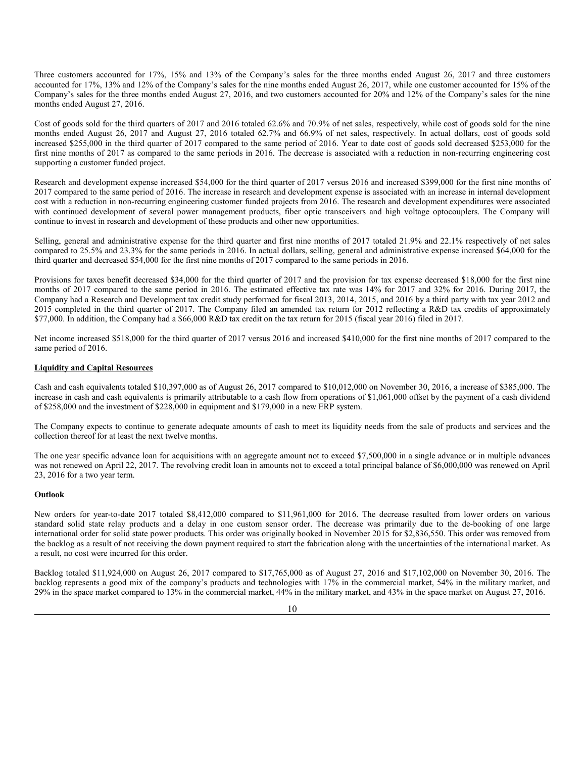Three customers accounted for 17%, 15% and 13% of the Company's sales for the three months ended August 26, 2017 and three customers accounted for 17%, 13% and 12% of the Company's sales for the nine months ended August 26, 2017, while one customer accounted for 15% of the Company's sales for the three months ended August 27, 2016, and two customers accounted for 20% and 12% of the Company's sales for the nine months ended August 27, 2016.

Cost of goods sold for the third quarters of 2017 and 2016 totaled 62.6% and 70.9% of net sales, respectively, while cost of goods sold for the nine months ended August 26, 2017 and August 27, 2016 totaled 62.7% and 66.9% of net sales, respectively. In actual dollars, cost of goods sold increased $255,000 in the third quarter of 2017 compared to the same period of 2016. Year to date cost of goods sold decreased $253,000 for the first nine months of 2017 as compared to the same periods in 2016. The decrease is associated with a reduction in non-recurring engineering cost supporting a customer funded project.

Research and development expense increased $54,000 for the third quarter of 2017 versus 2016 and increased $399,000 for the first nine months of 2017 compared to the same period of 2016. The increase in research and development expense is associated with an increase in internal development cost with a reduction in non-recurring engineering customer funded projects from 2016. The research and development expenditures were associated with continued development of several power management products, fiber optic transceivers and high voltage optocouplers. The Company will continue to invest in research and development of these products and other new opportunities.

Selling, general and administrative expense for the third quarter and first nine months of 2017 totaled 21.9% and 22.1% respectively of net sales compared to 25.5% and 23.3% for the same periods in 2016. In actual dollars, selling, general and administrative expense increased $64,000 for the third quarter and decreased $54,000 for the first nine months of 2017 compared to the same periods in 2016.

Provisions for taxes benefit decreased $34,000 for the third quarter of 2017 and the provision for tax expense decreased $18,000 for the first nine months of 2017 compared to the same period in 2016. The estimated effective tax rate was 14% for 2017 and 32% for 2016. During 2017, the Company had a Research and Development tax credit study performed for fiscal 2013, 2014, 2015, and 2016 by a third party with tax year 2012 and 2015 completed in the third quarter of 2017. The Company filed an amended tax return for 2012 reflecting a R&D tax credits of approximately $77,000. In addition, the Company had a $66,000 R&D tax credit on the tax return for 2015 (fiscal year 2016) filed in 2017.

Net income increased $518,000 for the third quarter of 2017 versus 2016 and increased $410,000 for the first nine months of 2017 compared to the same period of 2016.

**Liquidity and Capital Resources**

Cash and cash equivalents totaled $10,397,000 as of August 26, 2017 compared to $10,012,000 on November 30, 2016, a increase of $385,000. The increase in cash and cash equivalents is primarily attributable to a cash flow from operations of $1,061,000 offset by the payment of a cash dividend of $258,000 and the investment of $228,000 in equipment and $179,000 in a new ERP system.

The Company expects to continue to generate adequate amounts of cash to meet its liquidity needs from the sale of products and services and the collection thereof for at least the next twelve months.

The one year specific advance loan for acquisitions with an aggregate amount not to exceed $7,500,000 in a single advance or in multiple advances was not renewed on April 22, 2017. The revolving credit loan in amounts not to exceed a total principal balance of $6,000,000 was renewed on April 23, 2016 for a two year term.

**Outlook**

New orders for year-to-date 2017 totaled $8,412,000 compared to $11,961,000 for 2016. The decrease resulted from lower orders on various standard solid state relay products and a delay in one custom sensor order. The decrease was primarily due to the de-booking of one large international order for solid state power products. This order was originally booked in November 2015 for $2,836,550. This order was removed from the backlog as a result of not receiving the down payment required to start the fabrication along with the uncertainties of the international market. As a result, no cost were incurred for this order.

Backlog totaled $11,924,000 on August 26, 2017 compared to $17,765,000 as of August 27, 2016 and $17,102,000 on November 30, 2016. The backlog represents a good mix of the company's products and technologies with 17% in the commercial market, 54% in the military market, and 29% in the space market compared to 13% in the commercial market, 44% in the military market, and 43% in the space market on August 27, 2016.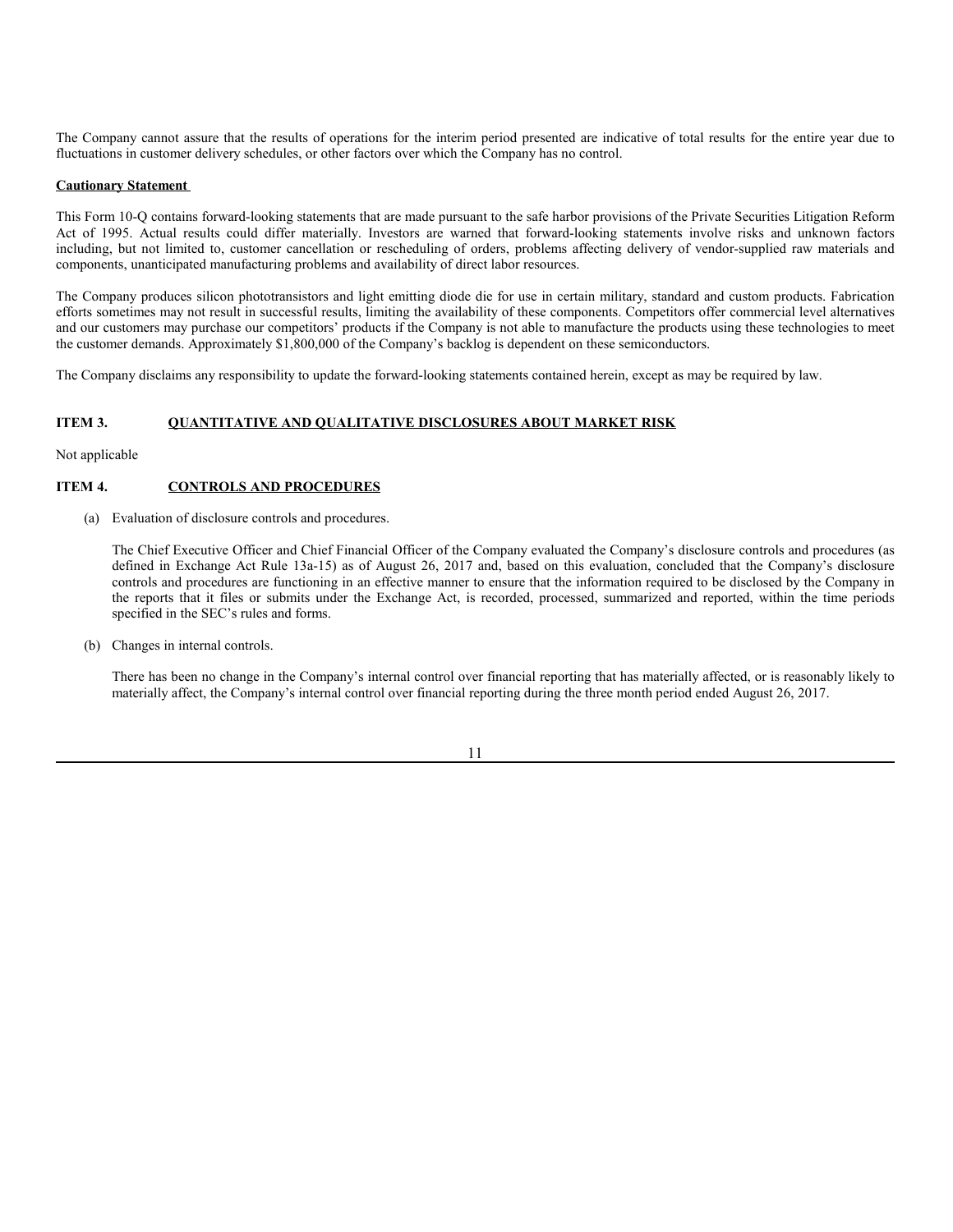The Company cannot assure that the results of operations for the interim period presented are indicative of total results for the entire year due to fluctuations in customer delivery schedules, or other factors over which the Company has no control.

**Cautionary Statement**

This Form 10-Q contains forward-looking statements that are made pursuant to the safe harbor provisions of the Private Securities Litigation Reform Act of 1995. Actual results could differ materially. Investors are warned that forward-looking statements involve risks and unknown factors including, but not limited to, customer cancellation or rescheduling of orders, problems affecting delivery of vendor-supplied raw materials and components, unanticipated manufacturing problems and availability of direct labor resources.

The Company produces silicon phototransistors and light emitting diode die for use in certain military, standard and custom products. Fabrication efforts sometimes may not result in successful results, limiting the availability of these components. Competitors offer commercial level alternatives and our customers may purchase our competitors' products if the Company is not able to manufacture the products using these technologies to meet the customer demands. Approximately $1,800,000 of the Company's backlog is dependent on these semiconductors.

The Company disclaims any responsibility to update the forward-looking statements contained herein, except as may be required by law.

## ITEM 3. QUANTITATIVE AND QUALITATIVE DISCLOSURES ABOUT MARKET RISK

Not applicable

## ITEM 4. CONTROLS AND PROCEDURES

(a) Evaluation of disclosure controls and procedures.

The Chief Executive Officer and Chief Financial Officer of the Company evaluated the Company's disclosure controls and procedures (as defined in Exchange Act Rule 13a-15) as of August 26, 2017 and, based on this evaluation, concluded that the Company's disclosure controls and procedures are functioning in an effective manner to ensure that the information required to be disclosed by the Company in the reports that it files or submits under the Exchange Act, is recorded, processed, summarized and reported, within the time periods specified in the SEC's rules and forms.

(b) Changes in internal controls.

There has been no change in the Company's internal control over financial reporting that has materially affected, or is reasonably likely to materially affect, the Company's internal control over financial reporting during the three month period ended August 26, 2017.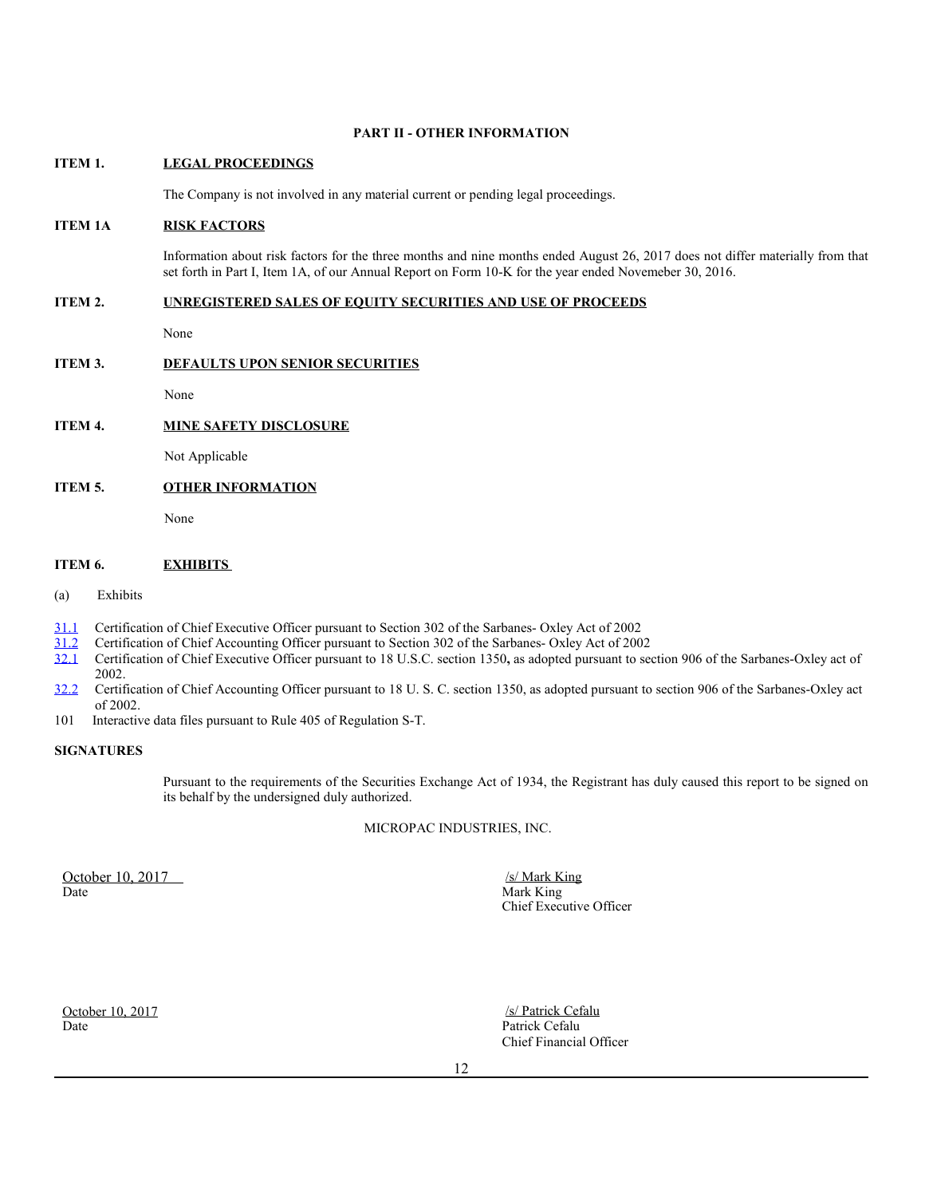## PART II - OTHER INFORMATION

**ITEM 1. LEGAL PROCEEDINGS**

The Company is not involved in any material current or pending legal proceedings.

**ITEM 1A RISK FACTORS**

Information about risk factors for the three months and nine months ended August 26, 2017 does not differ materially from that set forth in Part I, Item 1A, of our Annual Report on Form 10-K for the year ended Novemeber 30, 2016.

**ITEM 2. UNREGISTERED SALES OF EQUITY SECURITIES AND USE OF PROCEEDS**

None

**ITEM 3. DEFAULTS UPON SENIOR SECURITIES**

None

**ITEM 4. MINE SAFETY DISCLOSURE**

Not Applicable

**ITEM 5. OTHER INFORMATION**

None

**ITEM 6. EXHIBITS**

(a) Exhibits

31.1 Certification of Chief Executive Officer pursuant to Section 302 of the Sarbanes- Oxley Act of 2002
31.2 Certification of Chief Accounting Officer pursuant to Section 302 of the Sarbanes- Oxley Act of 2002
32.1 Certification of Chief Executive Officer pursuant to 18 U.S.C. section 1350**,** as adopted pursuant to section 906 of the Sarbanes-Oxley act of 2002.
32.2 Certification of Chief Accounting Officer pursuant to 18 U. S. C. section 1350, as adopted pursuant to section 906 of the Sarbanes-Oxley act of 2002.
101 Interactive data files pursuant to Rule 405 of Regulation S-T.

**SIGNATURES**

Pursuant to the requirements of the Securities Exchange Act of 1934, the Registrant has duly caused this report to be signed on its behalf by the undersigned duly authorized.

MICROPAC INDUSTRIES, INC.

October 10, 2017
Date

/s/ Mark King
Mark King
Chief Executive Officer

October 10, 2017
Date

/s/ Patrick Cefalu
Patrick Cefalu
Chief Financial Officer